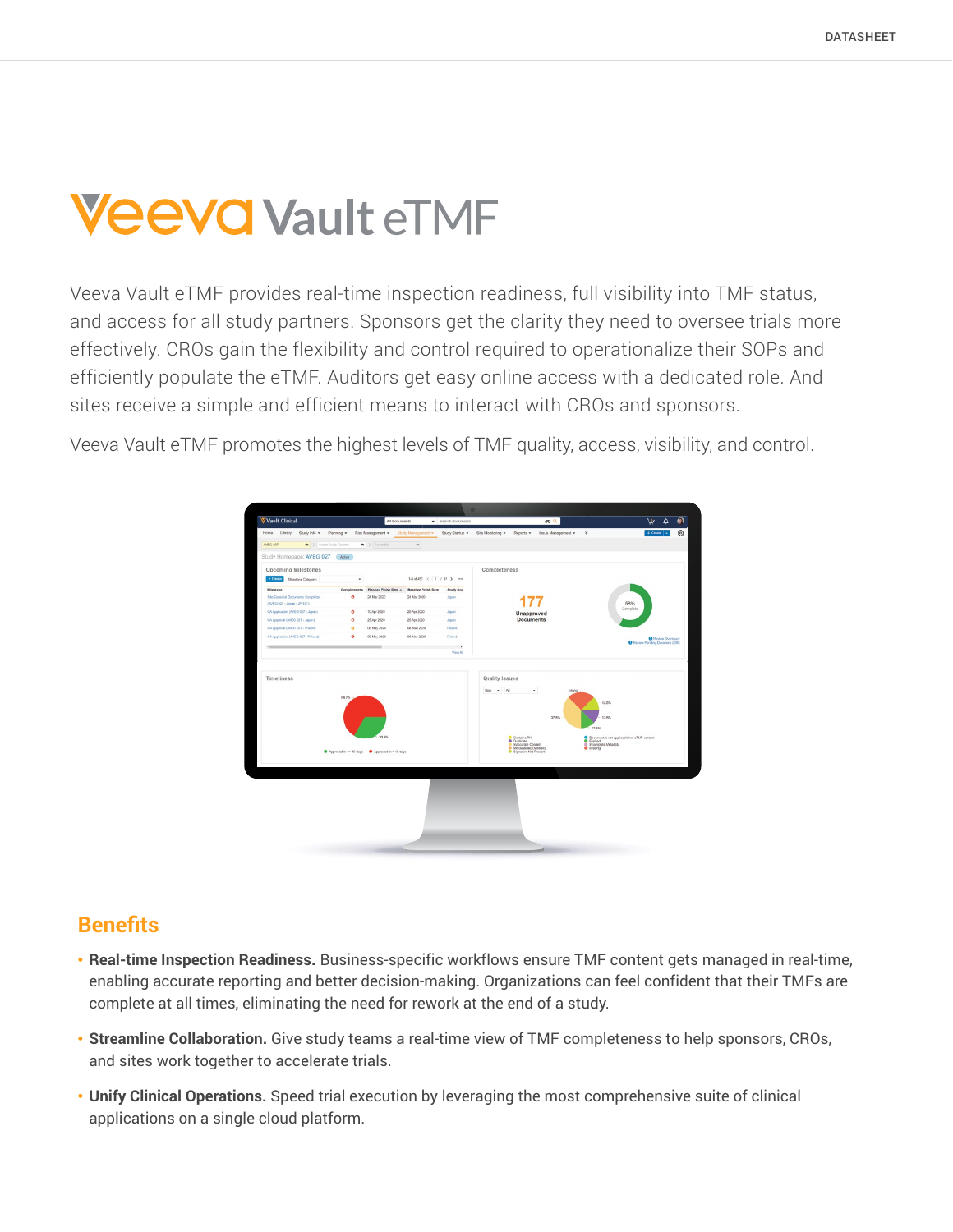# Veeva Vault eTMF

Veeva Vault eTMF provides real-time inspection readiness, full visibility into TMF status, and access for all study partners. Sponsors get the clarity they need to oversee trials more effectively. CROs gain the flexibility and control required to operationalize their SOPs and efficiently populate the eTMF. Auditors get easy online access with a dedicated role. And sites receive a simple and efficient means to interact with CROs and sponsors.

Veeva Vault eTMF promotes the highest levels of TMF quality, access, visibility, and control.

## Benefits

- **Real-time Inspection Readiness.** Business-specific workflows ensure TMF content gets managed in real-time, enabling accurate reporting and better decision-making. Organizations can feel confident that their TMFs are complete at all times, eliminating the need for rework at the end of a study.
- **Streamline Collaboration.** Give study teams a real-time view of TMF completeness to help sponsors, CROs, and sites work together to accelerate trials.
- **Unify Clinical Operations.** Speed trial execution by leveraging the most comprehensive suite of clinical applications on a single cloud platform.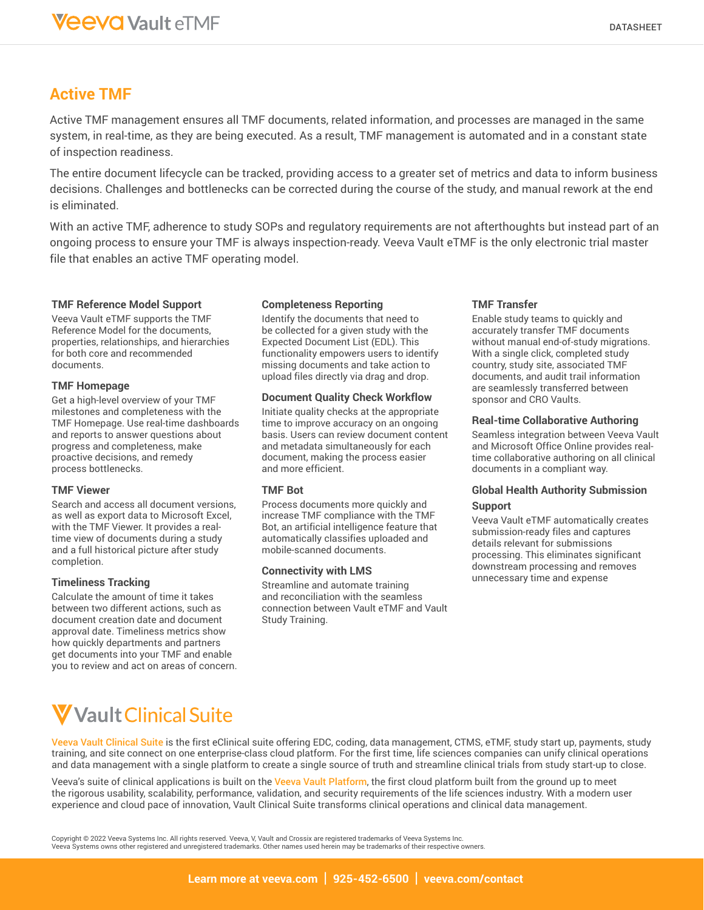## Active TMF

Active TMF management ensures all TMF documents, related information, and processes are managed in the same system, in real-time, as they are being executed. As a result, TMF management is automated and in a constant state of inspection readiness.

The entire document lifecycle can be tracked, providing access to a greater set of metrics and data to inform business decisions. Challenges and bottlenecks can be corrected during the course of the study, and manual rework at the end is eliminated.

With an active TMF, adherence to study SOPs and regulatory requirements are not afterthoughts but instead part of an ongoing process to ensure your TMF is always inspection-ready. Veeva Vault eTMF is the only electronic trial master file that enables an active TMF operating model.

#### TMF Reference Model Support

Veeva Vault eTMF supports the TMF Reference Model for the documents, properties, relationships, and hierarchies for both core and recommended documents.

#### TMF Homepage

Get a high-level overview of your TMF milestones and completeness with the TMF Homepage. Use real-time dashboards and reports to answer questions about progress and completeness, make proactive decisions, and remedy process bottlenecks.

#### TMF Viewer

Search and access all document versions, as well as export data to Microsoft Excel, with the TMF Viewer. It provides a real-time view of documents during a study and a full historical picture after study completion.

#### Timeliness Tracking

Calculate the amount of time it takes between two different actions, such as document creation date and document approval date. Timeliness metrics show how quickly departments and partners get documents into your TMF and enable you to review and act on areas of concern.

#### Completeness Reporting

Identify the documents that need to be collected for a given study with the Expected Document List (EDL). This functionality empowers users to identify missing documents and take action to upload files directly via drag and drop.

#### Document Quality Check Workflow

Initiate quality checks at the appropriate time to improve accuracy on an ongoing basis. Users can review document content and metadata simultaneously for each document, making the process easier and more efficient.

#### TMF Bot

Process documents more quickly and increase TMF compliance with the TMF Bot, an artificial intelligence feature that automatically classifies uploaded and mobile-scanned documents.

#### Connectivity with LMS

Streamline and automate training and reconciliation with the seamless connection between Vault eTMF and Vault Study Training.

#### TMF Transfer

Enable study teams to quickly and accurately transfer TMF documents without manual end-of-study migrations. With a single click, completed study country, study site, associated TMF documents, and audit trail information are seamlessly transferred between sponsor and CRO Vaults.

#### Real-time Collaborative Authoring

Seamless integration between Veeva Vault and Microsoft Office Online provides real-time collaborative authoring on all clinical documents in a compliant way.

#### Global Health Authority Submission Support

Veeva Vault eTMF automatically creates submission-ready files and captures details relevant for submissions processing. This eliminates significant downstream processing and removes unnecessary time and expense

## Vault Clinical Suite

Veeva Vault Clinical Suite is the first eClinical suite offering EDC, coding, data management, CTMS, eTMF, study start up, payments, study training, and site connect on one enterprise-class cloud platform. For the first time, life sciences companies can unify clinical operations and data management with a single platform to create a single source of truth and streamline clinical trials from study start-up to close.

Veeva's suite of clinical applications is built on the Veeva Vault Platform, the first cloud platform built from the ground up to meet the rigorous usability, scalability, performance, validation, and security requirements of the life sciences industry. With a modern user experience and cloud pace of innovation, Vault Clinical Suite transforms clinical operations and clinical data management.

Copyright © 2022 Veeva Systems Inc. All rights reserved. Veeva, V, Vault and Crossix are registered trademarks of Veeva Systems Inc. Veeva Systems owns other registered and unregistered trademarks. Other names used herein may be trademarks of their respective owners.

**Learn more at veeva.com | 925-452-6500 | veeva.com/contact**